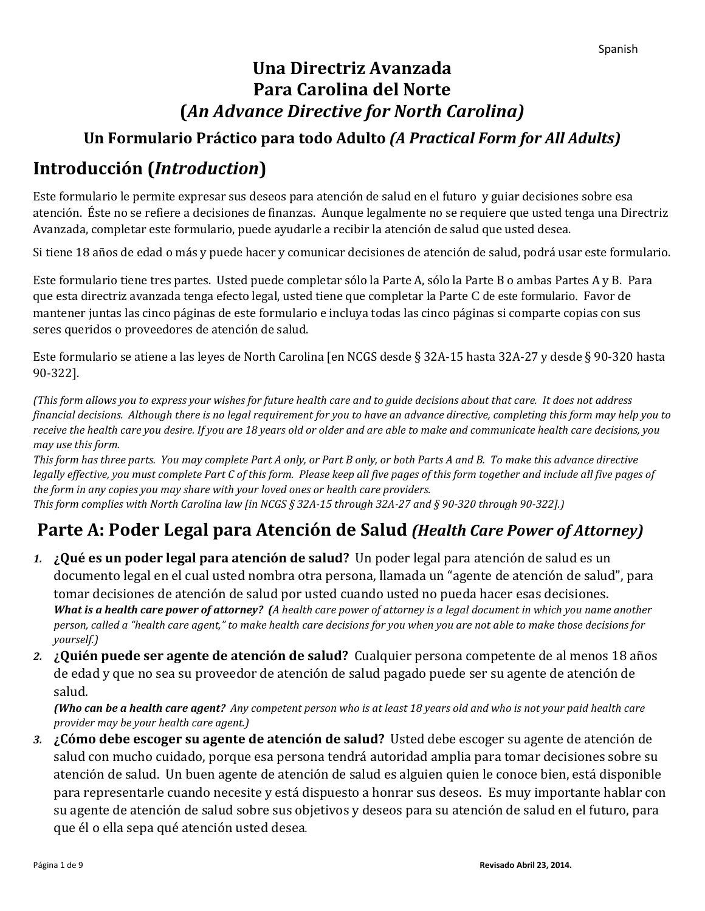# Una Directriz Avanzada Para Carolina del Norte (*An Advance Directive for North Carolina)*

### Un Formulario Práctico para todo Adulto *(A Practical Form for All Adults)*

## Introducción (*Introduction*)

Este formulario le permite expresar sus deseos para atención de salud en el futuro y guiar decisiones sobre esa atención. Éste no se refiere a decisiones de finanzas. Aunque legalmente no se requiere que usted tenga una Directriz Avanzada, completar este formulario, puede ayudarle a recibir la atención de salud que usted desea.

Si tiene 18 años de edad o más y puede hacer y comunicar decisiones de atención de salud, podrá usar este formulario.

Este formulario tiene tres partes. Usted puede completar sólo la Parte A, sólo la Parte B o ambas Partes A y B. Para que esta directriz avanzada tenga efecto legal, usted tiene que completar la Parte C de este formulario. Favor de mantener juntas las cinco páginas de este formulario e incluya todas las cinco páginas si comparte copias con sus seres queridos o proveedores de atención de salud.

Este formulario se atiene a las leyes de North Carolina [en NCGS desde § 32A-15 hasta 32A-27 y desde § 90-320 hasta 90-322].

*(This form allows you to express your wishes for future health care and to guide decisions about that care. It does not address financial decisions. Although there is no legal requirement for you to have an advance directive, completing this form may help you to receive the health care you desire. If you are 18 years old or older and are able to make and communicate health care decisions, you may use this form.*
*This form has three parts. You may complete Part A only, or Part B only, or both Parts A and B. To make this advance directive legally effective, you must complete Part C of this form. Please keep all five pages of this form together and include all five pages of the form in any copies you may share with your loved ones or health care providers.*
*This form complies with North Carolina law [in NCGS § 32A-15 through 32A-27 and § 90-320 through 90-322].)*

## Parte A: Poder Legal para Atención de Salud *(Health Care Power of Attorney)*

1. **¿Qué es un poder legal para atención de salud?** Un poder legal para atención de salud es un documento legal en el cual usted nombra otra persona, llamada un "agente de atención de salud", para tomar decisiones de atención de salud por usted cuando usted no pueda hacer esas decisiones.
   ***What is a health care power of attorney? (****A health care power of attorney is a legal document in which you name another person, called a "health care agent," to make health care decisions for you when you are not able to make those decisions for yourself.)*
2. **¿Quién puede ser agente de atención de salud?** Cualquier persona competente de al menos 18 años de edad y que no sea su proveedor de atención de salud pagado puede ser su agente de atención de salud.
   ***(Who can be a health care agent?*** *Any competent person who is at least 18 years old and who is not your paid health care provider may be your health care agent.)*
3. **¿Cómo debe escoger su agente de atención de salud?** Usted debe escoger su agente de atención de salud con mucho cuidado, porque esa persona tendrá autoridad amplia para tomar decisiones sobre su atención de salud. Un buen agente de atención de salud es alguien quien le conoce bien, está disponible para representarle cuando necesite y está dispuesto a honrar sus deseos. Es muy importante hablar con su agente de atención de salud sobre sus objetivos y deseos para su atención de salud en el futuro, para que él o ella sepa qué atención usted desea.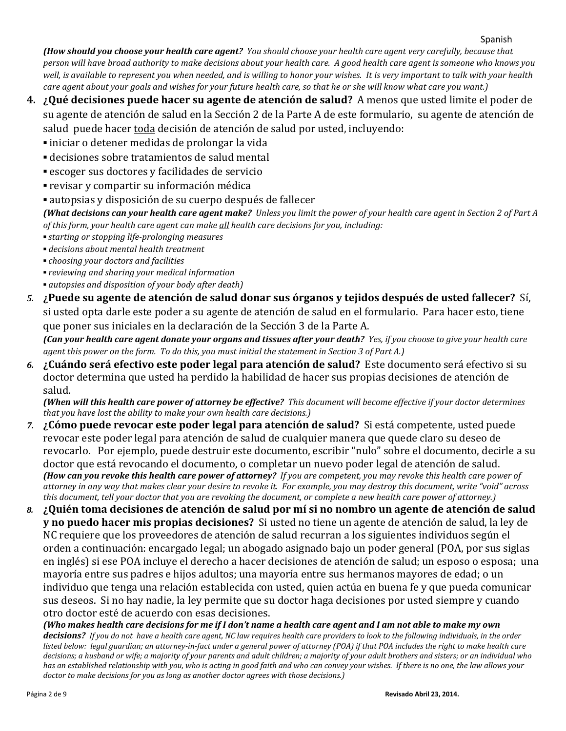*(**How should you choose your health care agent?** You should choose your health care agent very carefully, because that person will have broad authority to make decisions about your health care. A good health care agent is someone who knows you well, is available to represent you when needed, and is willing to honor your wishes. It is very important to talk with your health care agent about your goals and wishes for your future health care, so that he or she will know what care you want.)*

4. **¿Qué decisiones puede hacer su agente de atención de salud?** A menos que usted limite el poder de su agente de atención de salud en la Sección 2 de la Parte A de este formulario, su agente de atención de salud puede hacer <u>toda</u> decisión de atención de salud por usted, incluyendo:
   - iniciar o detener medidas de prolongar la vida
   - decisiones sobre tratamientos de salud mental
   - escoger sus doctores y facilidades de servicio
   - revisar y compartir su información médica
   - autopsias y disposición de su cuerpo después de fallecer

   *(**What decisions can your health care agent make?** Unless you limit the power of your health care agent in Section 2 of Part A of this form, your health care agent can make <u>all</u> health care decisions for you, including:*
   - *starting or stopping life-prolonging measures*
   - *decisions about mental health treatment*
   - *choosing your doctors and facilities*
   - *reviewing and sharing your medical information*
   - *autopsies and disposition of your body after death)*

5. **¿Puede su agente de atención de salud donar sus órganos y tejidos después de usted fallecer?** Sí, si usted opta darle este poder a su agente de atención de salud en el formulario. Para hacer esto, tiene que poner sus iniciales en la declaración de la Sección 3 de la Parte A.
   *(**Can your health care agent donate your organs and tissues after your death?** Yes, if you choose to give your health care agent this power on the form. To do this, you must initial the statement in Section 3 of Part A.)*

6. **¿Cuándo será efectivo este poder legal para atención de salud?** Este documento será efectivo si su doctor determina que usted ha perdido la habilidad de hacer sus propias decisiones de atención de salud.
   *(**When will this health care power of attorney be effective?** This document will become effective if your doctor determines that you have lost the ability to make your own health care decisions.)*

7. **¿Cómo puede revocar este poder legal para atención de salud?** Si está competente, usted puede revocar este poder legal para atención de salud de cualquier manera que quede claro su deseo de revocarlo. Por ejemplo, puede destruir este documento, escribir "nulo" sobre el documento, decirle a su doctor que está revocando el documento, o completar un nuevo poder legal de atención de salud.
   *(**How can you revoke this health care power of attorney?** If you are competent, you may revoke this health care power of attorney in any way that makes clear your desire to revoke it. For example, you may destroy this document, write "void" across this document, tell your doctor that you are revoking the document, or complete a new health care power of attorney.)*

8. **¿Quién toma decisiones de atención de salud por mí si no nombro un agente de atención de salud y no puedo hacer mis propias decisiones?** Si usted no tiene un agente de atención de salud, la ley de NC requiere que los proveedores de atención de salud recurran a los siguientes individuos según el orden a continuación: encargado legal; un abogado asignado bajo un poder general (POA, por sus siglas en inglés) si ese POA incluye el derecho a hacer decisiones de atención de salud; un esposo o esposa; una mayoría entre sus padres e hijos adultos; una mayoría entre sus hermanos mayores de edad; o un individuo que tenga una relación establecida con usted, quien actúa en buena fe y que pueda comunicar sus deseos. Si no hay nadie, la ley permite que su doctor haga decisiones por usted siempre y cuando otro doctor esté de acuerdo con esas decisiones.
   *(**Who makes health care decisions for me if I don't name a health care agent and I am not able to make my own decisions?** If you do not have a health care agent, NC law requires health care providers to look to the following individuals, in the order listed below: legal guardian; an attorney-in-fact under a general power of attorney (POA) if that POA includes the right to make health care decisions; a husband or wife; a majority of your parents and adult children; a majority of your adult brothers and sisters; or an individual who has an established relationship with you, who is acting in good faith and who can convey your wishes. If there is no one, the law allows your doctor to make decisions for you as long as another doctor agrees with those decisions.)*

Revisado Abril 23, 2014.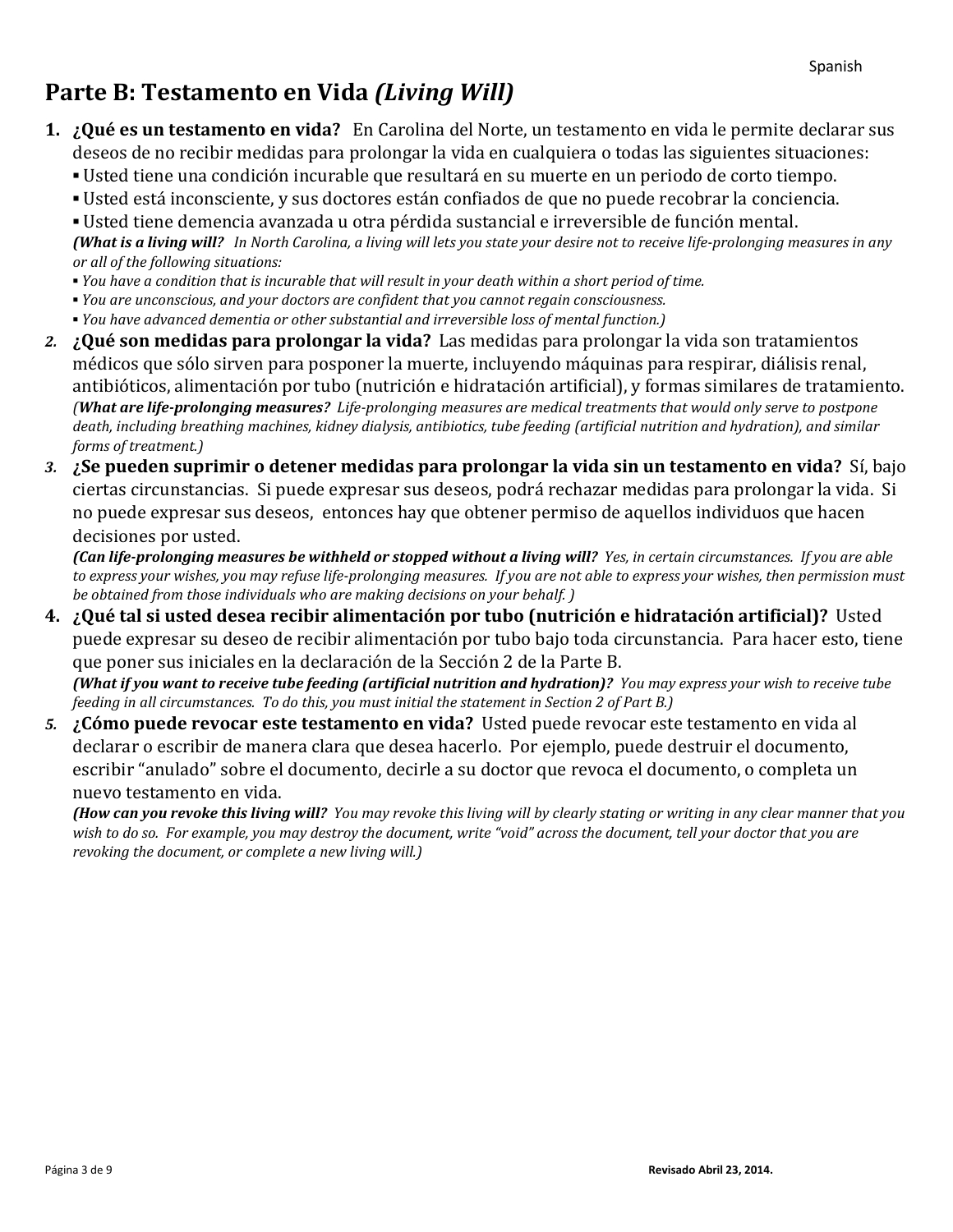## Parte B: Testamento en Vida *(Living Will)*

1. **¿Qué es un testamento en vida?** En Carolina del Norte, un testamento en vida le permite declarar sus deseos de no recibir medidas para prolongar la vida en cualquiera o todas las siguientes situaciones:
   - Usted tiene una condición incurable que resultará en su muerte en un periodo de corto tiempo.
   - Usted está inconsciente, y sus doctores están confiados de que no puede recobrar la conciencia.
   - Usted tiene demencia avanzada u otra pérdida sustancial e irreversible de función mental.

   ***(What is a living will?*** *In North Carolina, a living will lets you state your desire not to receive life-prolonging measures in any or all of the following situations:*
   - *You have a condition that is incurable that will result in your death within a short period of time.*
   - *You are unconscious, and your doctors are confident that you cannot regain consciousness.*
   - *You have advanced dementia or other substantial and irreversible loss of mental function.)*

2. **¿Qué son medidas para prolongar la vida?** Las medidas para prolongar la vida son tratamientos médicos que sólo sirven para posponer la muerte, incluyendo máquinas para respirar, diálisis renal, antibióticos, alimentación por tubo (nutrición e hidratación artificial), y formas similares de tratamiento.
   ***(What are life-prolonging measures?*** *Life-prolonging measures are medical treatments that would only serve to postpone death, including breathing machines, kidney dialysis, antibiotics, tube feeding (artificial nutrition and hydration), and similar forms of treatment.)*

3. **¿Se pueden suprimir o detener medidas para prolongar la vida sin un testamento en vida?** Sí, bajo ciertas circunstancias. Si puede expresar sus deseos, podrá rechazar medidas para prolongar la vida. Si no puede expresar sus deseos, entonces hay que obtener permiso de aquellos individuos que hacen decisiones por usted.
   ***(Can life-prolonging measures be withheld or stopped without a living will?*** *Yes, in certain circumstances. If you are able to express your wishes, you may refuse life-prolonging measures. If you are not able to express your wishes, then permission must be obtained from those individuals who are making decisions on your behalf. )*

4. **¿Qué tal si usted desea recibir alimentación por tubo (nutrición e hidratación artificial)?** Usted puede expresar su deseo de recibir alimentación por tubo bajo toda circunstancia. Para hacer esto, tiene que poner sus iniciales en la declaración de la Sección 2 de la Parte B.
   ***(What if you want to receive tube feeding (artificial nutrition and hydration)?*** *You may express your wish to receive tube feeding in all circumstances. To do this, you must initial the statement in Section 2 of Part B.)*

5. **¿Cómo puede revocar este testamento en vida?** Usted puede revocar este testamento en vida al declarar o escribir de manera clara que desea hacerlo. Por ejemplo, puede destruir el documento, escribir "anulado" sobre el documento, decirle a su doctor que revoca el documento, o completa un nuevo testamento en vida.
   ***(How can you revoke this living will?*** *You may revoke this living will by clearly stating or writing in any clear manner that you wish to do so. For example, you may destroy the document, write "void" across the document, tell your doctor that you are revoking the document, or complete a new living will.)*

**Revisado Abril 23, 2014.**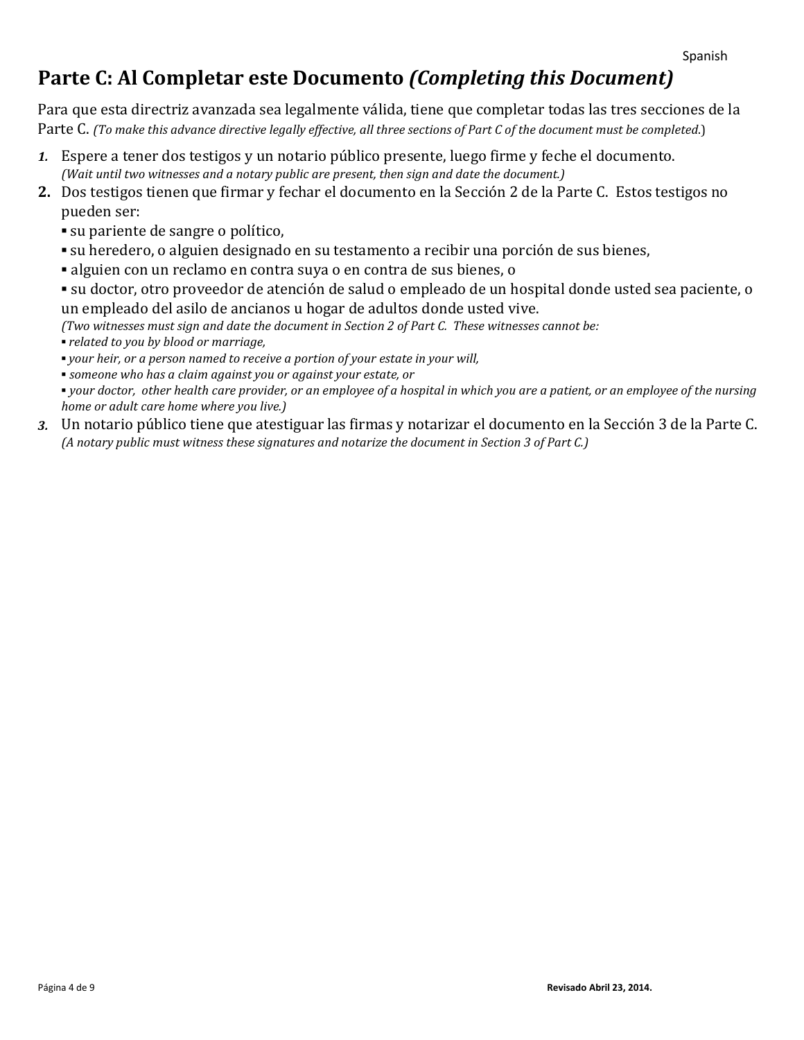## Parte C: Al Completar este Documento *(Completing this Document)*

Para que esta directriz avanzada sea legalmente válida, tiene que completar todas las tres secciones de la Parte C. *(To make this advance directive legally effective, all three sections of Part C of the document must be completed.)*

1. Espere a tener dos testigos y un notario público presente, luego firme y feche el documento.
   *(Wait until two witnesses and a notary public are present, then sign and date the document.)*
2. Dos testigos tienen que firmar y fechar el documento en la Sección 2 de la Parte C. Estos testigos no pueden ser:
   - su pariente de sangre o político,
   - su heredero, o alguien designado en su testamento a recibir una porción de sus bienes,
   - alguien con un reclamo en contra suya o en contra de sus bienes, o
   - su doctor, otro proveedor de atención de salud o empleado de un hospital donde usted sea paciente, o un empleado del asilo de ancianos u hogar de adultos donde usted vive.

   *(Two witnesses must sign and date the document in Section 2 of Part C. These witnesses cannot be:*
   - *related to you by blood or marriage,*
   - *your heir, or a person named to receive a portion of your estate in your will,*
   - *someone who has a claim against you or against your estate, or*
   - *your doctor, other health care provider, or an employee of a hospital in which you are a patient, or an employee of the nursing home or adult care home where you live.)*
3. Un notario público tiene que atestiguar las firmas y notarizar el documento en la Sección 3 de la Parte C.
   *(A notary public must witness these signatures and notarize the document in Section 3 of Part C.)*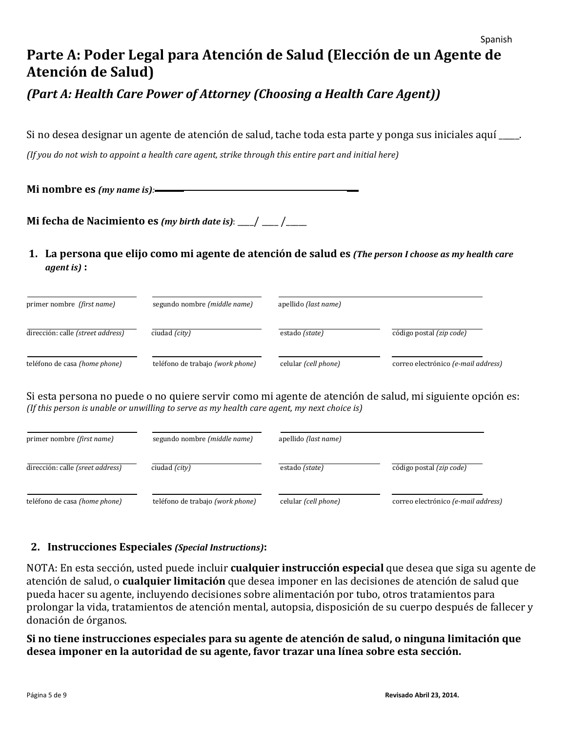Spanish

# Parte A: Poder Legal para Atención de Salud (Elección de un Agente de Atención de Salud)

## *(Part A: Health Care Power of Attorney (Choosing a Health Care Agent))*

Si no desea designar un agente de atención de salud, tache toda esta parte y ponga sus iniciales aquí _____.

*(If you do not wish to appoint a health care agent, strike through this entire part and initial here)*

**Mi nombre es** ***(my name is)***: ______________________________________________

**Mi fecha de Nacimiento es** ***(my birth date is)***: ____/ ____ /_____

1. **La persona que elijo como mi agente de atención de salud es** ***(The person I choose as my health care agent is)*** **:**

| | | | |
|---|---|---|---|
| primer nombre *(first name)* | segundo nombre *(middle name)* | apellido *(last name)* | |
| dirección: calle *(street address)* | ciudad *(city)* | estado *(state)* | código postal *(zip code)* |
| teléfono de casa *(home phone)* | teléfono de trabajo *(work phone)* | celular *(cell phone)* | correo electrónico *(e-mail address)* |

Si esta persona no puede o no quiere servir como mi agente de atención de salud, mi siguiente opción es:
*(If this person is unable or unwilling to serve as my health care agent, my next choice is)*

| | | | |
|---|---|---|---|
| primer nombre *(first name)* | segundo nombre *(middle name)* | apellido *(last name)* | |
| dirección: calle *(sreet address)* | ciudad *(city)* | estado *(state)* | código postal *(zip code)* |
| teléfono de casa *(home phone)* | teléfono de trabajo *(work phone)* | celular *(cell phone)* | correo electrónico *(e-mail address)* |

2. **Instrucciones Especiales** ***(Special Instructions)*****:**

NOTA: En esta sección, usted puede incluir **cualquier instrucción especial** que desea que siga su agente de atención de salud, o **cualquier limitación** que desea imponer en las decisiones de atención de salud que pueda hacer su agente, incluyendo decisiones sobre alimentación por tubo, otros tratamientos para prolongar la vida, tratamientos de atención mental, autopsia, disposición de su cuerpo después de fallecer y donación de órganos.

**Si no tiene instrucciones especiales para su agente de atención de salud, o ninguna limitación que desea imponer en la autoridad de su agente, favor trazar una línea sobre esta sección.**

Revisado Abril 23, 2014.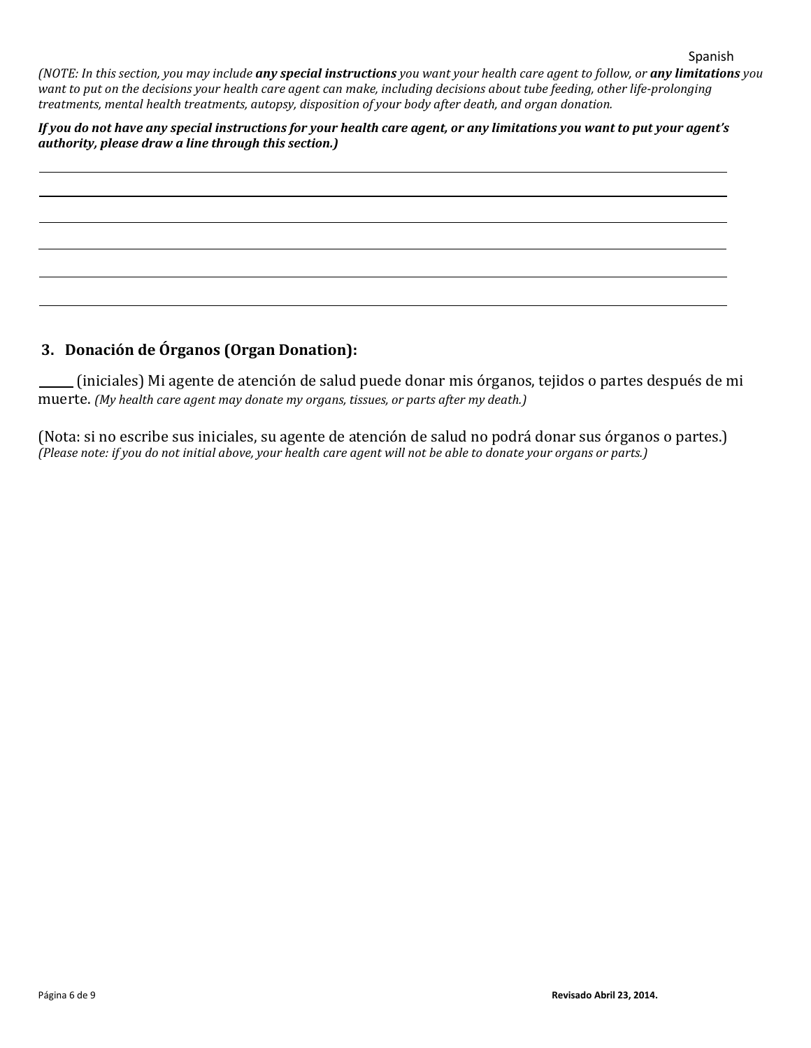*(NOTE: In this section, you may include **any special instructions** you want your health care agent to follow, or **any limitations** you want to put on the decisions your health care agent can make, including decisions about tube feeding, other life-prolonging treatments, mental health treatments, autopsy, disposition of your body after death, and organ donation.*

***If you do not have any special instructions for your health care agent, or any limitations you want to put your agent's authority, please draw a line through this section.)***

\_\_\_\_\_\_\_\_\_\_\_\_\_\_\_\_\_\_\_\_\_\_\_\_\_\_\_\_\_\_\_\_\_\_\_\_\_\_\_\_\_\_\_\_\_\_\_\_\_\_\_\_\_\_\_\_\_\_\_\_\_\_\_\_\_\_\_\_\_\_\_\_

\_\_\_\_\_\_\_\_\_\_\_\_\_\_\_\_\_\_\_\_\_\_\_\_\_\_\_\_\_\_\_\_\_\_\_\_\_\_\_\_\_\_\_\_\_\_\_\_\_\_\_\_\_\_\_\_\_\_\_\_\_\_\_\_\_\_\_\_\_\_\_\_

\_\_\_\_\_\_\_\_\_\_\_\_\_\_\_\_\_\_\_\_\_\_\_\_\_\_\_\_\_\_\_\_\_\_\_\_\_\_\_\_\_\_\_\_\_\_\_\_\_\_\_\_\_\_\_\_\_\_\_\_\_\_\_\_\_\_\_\_\_\_\_\_

\_\_\_\_\_\_\_\_\_\_\_\_\_\_\_\_\_\_\_\_\_\_\_\_\_\_\_\_\_\_\_\_\_\_\_\_\_\_\_\_\_\_\_\_\_\_\_\_\_\_\_\_\_\_\_\_\_\_\_\_\_\_\_\_\_\_\_\_\_\_\_\_

\_\_\_\_\_\_\_\_\_\_\_\_\_\_\_\_\_\_\_\_\_\_\_\_\_\_\_\_\_\_\_\_\_\_\_\_\_\_\_\_\_\_\_\_\_\_\_\_\_\_\_\_\_\_\_\_\_\_\_\_\_\_\_\_\_\_\_\_\_\_\_\_

\_\_\_\_\_\_\_\_\_\_\_\_\_\_\_\_\_\_\_\_\_\_\_\_\_\_\_\_\_\_\_\_\_\_\_\_\_\_\_\_\_\_\_\_\_\_\_\_\_\_\_\_\_\_\_\_\_\_\_\_\_\_\_\_\_\_\_\_\_\_\_\_

### 3. Donación de Órganos (Organ Donation):

\_\_\_\_\_ (iniciales) Mi agente de atención de salud puede donar mis órganos, tejidos o partes después de mi muerte. *(My health care agent may donate my organs, tissues, or parts after my death.)*

(Nota: si no escribe sus iniciales, su agente de atención de salud no podrá donar sus órganos o partes.)
*(Please note: if you do not initial above, your health care agent will not be able to donate your organs or parts.)*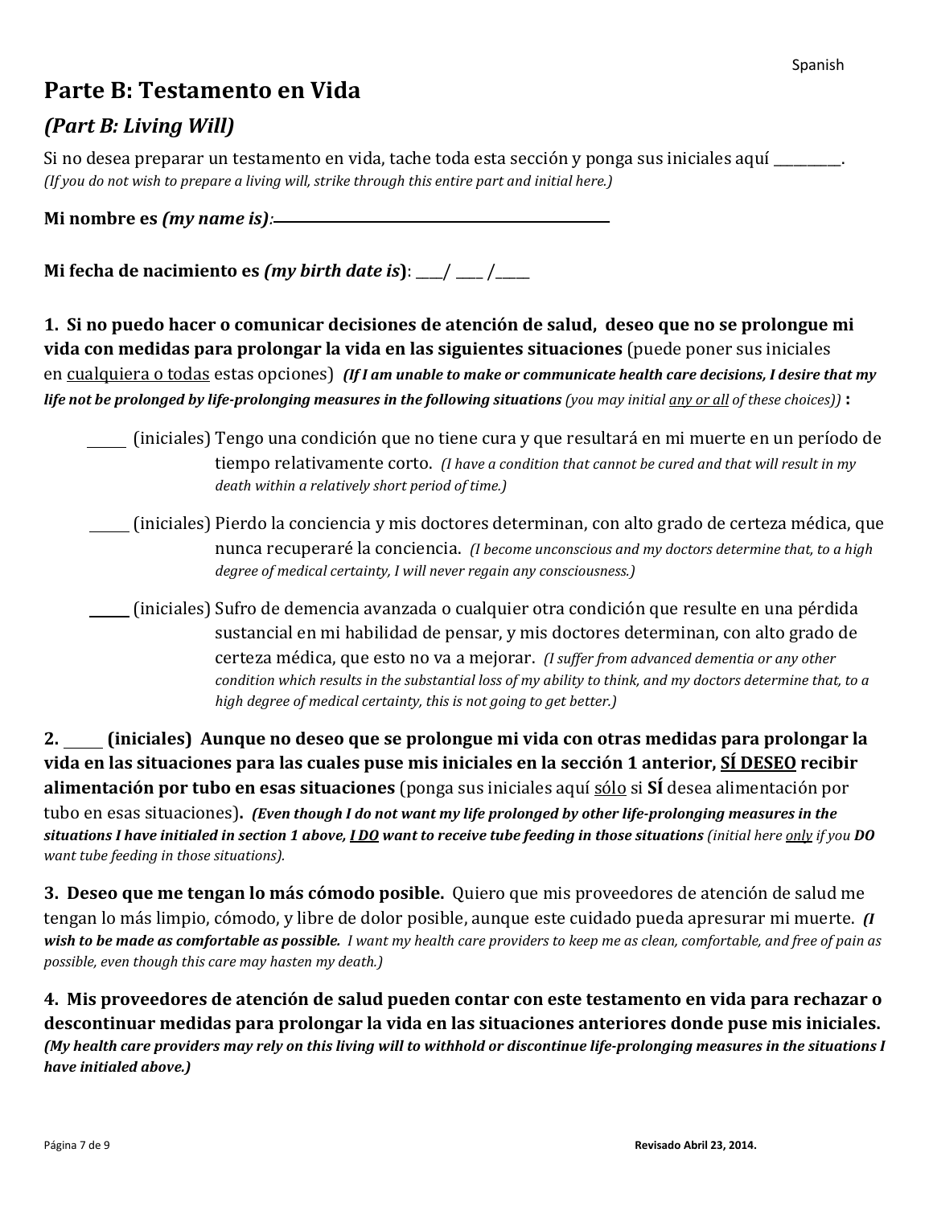# Parte B: Testamento en Vida

## *(Part B: Living Will)*

Si no desea preparar un testamento en vida, tache toda esta sección y ponga sus iniciales aquí _________.
*(If you do not wish to prepare a living will, strike through this entire part and initial here.)*

**Mi nombre es *(my name is)*:** ____________________________________________

**Mi fecha de nacimiento es *(my birth date is)*:** ___/ ___ /____

**1. Si no puedo hacer o comunicar decisiones de atención de salud, deseo que no se prolongue mi vida con medidas para prolongar la vida en las siguientes situaciones** (puede poner sus iniciales en <u>cualquiera o todas</u> estas opciones) ***(If I am unable to make or communicate health care decisions, I desire that my life not be prolonged by life-prolonging measures in the following situations** (you may initial <u>any or all</u> of these choices))* **:**

_____ (iniciales) Tengo una condición que no tiene cura y que resultará en mi muerte en un período de tiempo relativamente corto. *(I have a condition that cannot be cured and that will result in my death within a relatively short period of time.)*

_____ (iniciales) Pierdo la conciencia y mis doctores determinan, con alto grado de certeza médica, que nunca recuperaré la conciencia. *(I become unconscious and my doctors determine that, to a high degree of medical certainty, I will never regain any consciousness.)*

_____ (iniciales) Sufro de demencia avanzada o cualquier otra condición que resulte en una pérdida sustancial en mi habilidad de pensar, y mis doctores determinan, con alto grado de certeza médica, que esto no va a mejorar. *(I suffer from advanced dementia or any other condition which results in the substantial loss of my ability to think, and my doctors determine that, to a high degree of medical certainty, this is not going to get better.)*

**2. _____ (iniciales) Aunque no deseo que se prolongue mi vida con otras medidas para prolongar la vida en las situaciones para las cuales puse mis iniciales en la sección 1 anterior, <u>SÍ DESEO</u> recibir alimentación por tubo en esas situaciones** (ponga sus iniciales aquí <u>sólo</u> si **SÍ** desea alimentación por tubo en esas situaciones). ***(Even though I do not want my life prolonged by other life-prolonging measures in the situations I have initialed in section 1 above, <u>I DO</u> want to receive tube feeding in those situations** (initial here <u>only</u> if you **DO** want tube feeding in those situations).*

**3. Deseo que me tengan lo más cómodo posible.** Quiero que mis proveedores de atención de salud me tengan lo más limpio, cómodo, y libre de dolor posible, aunque este cuidado pueda apresurar mi muerte. ***(I wish to be made as comfortable as possible.** I want my health care providers to keep me as clean, comfortable, and free of pain as possible, even though this care may hasten my death.)*

**4. Mis proveedores de atención de salud pueden contar con este testamento en vida para rechazar o descontinuar medidas para prolongar la vida en las situaciones anteriores donde puse mis iniciales.** ***(My health care providers may rely on this living will to withhold or discontinue life-prolonging measures in the situations I have initialed above.)***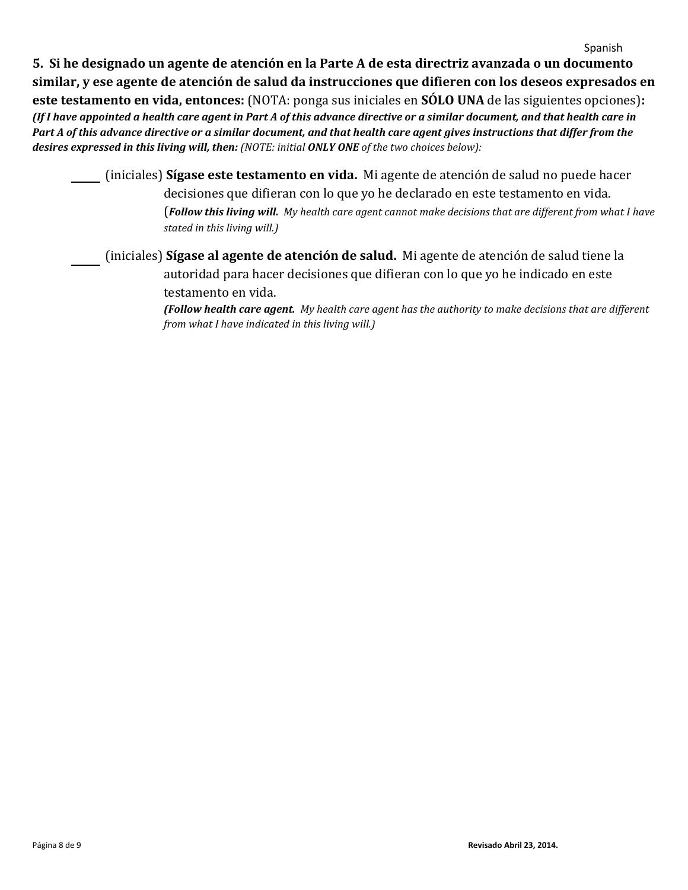**5. Si he designado un agente de atención en la Parte A de esta directriz avanzada o un documento similar, y ese agente de atención de salud da instrucciones que difieren con los deseos expresados en este testamento en vida, entonces:** (NOTA: ponga sus iniciales en **SÓLO UNA** de las siguientes opciones)**:**
***(If I have appointed a health care agent in Part A of this advance directive or a similar document, and that health care in Part A of this advance directive or a similar document, and that health care agent gives instructions that differ from the desires expressed in this living will, then:*** *(NOTE: initial **ONLY ONE** of the two choices below):*

_____ (iniciales) **Sígase este testamento en vida.** Mi agente de atención de salud no puede hacer decisiones que difieran con lo que yo he declarado en este testamento en vida.
(***Follow this living will.*** *My health care agent cannot make decisions that are different from what I have stated in this living will.)*

_____ (iniciales) **Sígase al agente de atención de salud.** Mi agente de atención de salud tiene la autoridad para hacer decisiones que difieran con lo que yo he indicado en este testamento en vida.
***(Follow health care agent.*** *My health care agent has the authority to make decisions that are different from what I have indicated in this living will.)*

**Revisado Abril 23, 2014.**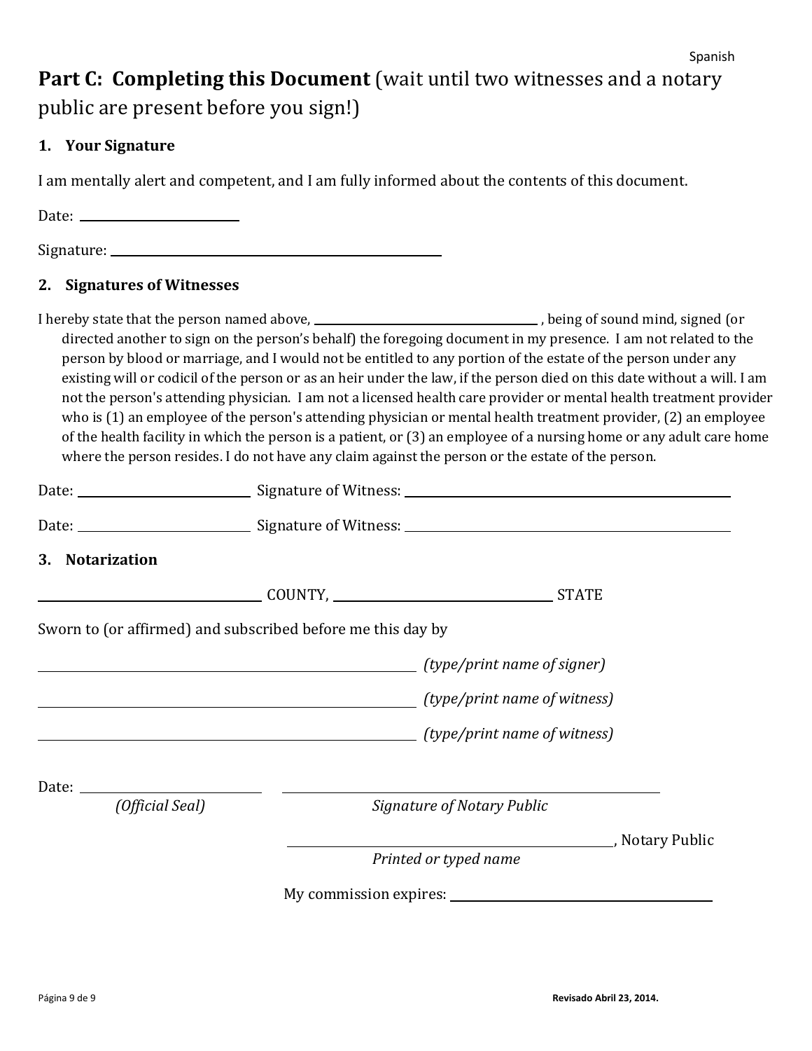## Part C: Completing this Document (wait until two witnesses and a notary public are present before you sign!)

### 1. Your Signature

I am mentally alert and competent, and I am fully informed about the contents of this document.

Date: ____________________

Signature: ________________________________________

### 2. Signatures of Witnesses

I hereby state that the person named above, ____________________________, being of sound mind, signed (or directed another to sign on the person's behalf) the foregoing document in my presence. I am not related to the person by blood or marriage, and I would not be entitled to any portion of the estate of the person under any existing will or codicil of the person or as an heir under the law, if the person died on this date without a will. I am not the person's attending physician. I am not a licensed health care provider or mental health treatment provider who is (1) an employee of the person's attending physician or mental health treatment provider, (2) an employee of the health facility in which the person is a patient, or (3) an employee of a nursing home or any adult care home where the person resides. I do not have any claim against the person or the estate of the person.

Date: ____________________ Signature of Witness: ________________________________________

Date: ____________________ Signature of Witness: ________________________________________

### 3. Notarization

____________________________ COUNTY, ____________________________ STATE

Sworn to (or affirmed) and subscribed before me this day by

____________________________________________ *(type/print name of signer)*

____________________________________________ *(type/print name of witness)*

____________________________________________ *(type/print name of witness)*

Date: ____________________ ________________________________________

*(Official Seal)* *Signature of Notary Public*

________________________________________, Notary Public

*Printed or typed name*

My commission expires: ______________________________

Revisado Abril 23, 2014.